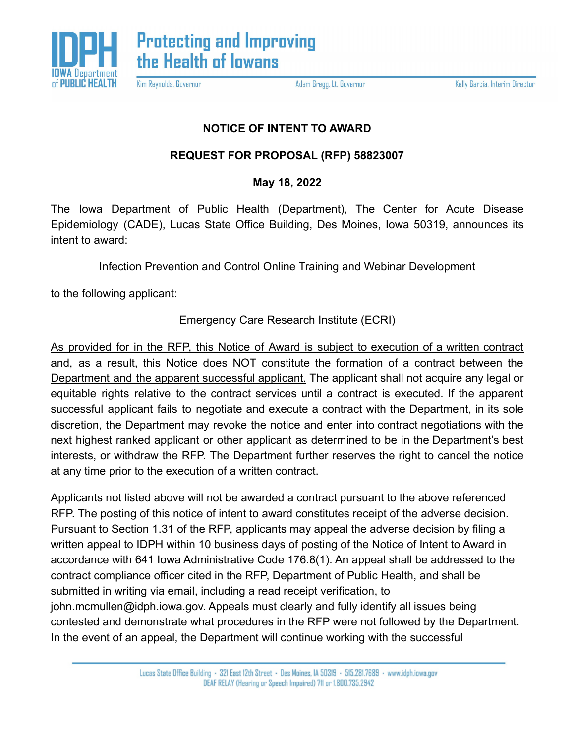**NOTICE OF INTENT TO AWARD**

**REQUEST FOR PROPOSAL (RFP) 58823007**

**May 18, 2022**

The Iowa Department of Public Health (Department), The Center for Acute Disease Epidemiology (CADE), Lucas State Office Building, Des Moines, Iowa 50319, announces its intent to award:

Infection Prevention and Control Online Training and Webinar Development

to the following applicant:

Emergency Care Research Institute (ECRI)

<u>As provided for in the RFP, this Notice of Award is subject to execution of a written contract and, as a result, this Notice does NOT constitute the formation of a contract between the Department and the apparent successful applicant.</u> The applicant shall not acquire any legal or equitable rights relative to the contract services until a contract is executed. If the apparent successful applicant fails to negotiate and execute a contract with the Department, in its sole discretion, the Department may revoke the notice and enter into contract negotiations with the next highest ranked applicant or other applicant as determined to be in the Department's best interests, or withdraw the RFP. The Department further reserves the right to cancel the notice at any time prior to the execution of a written contract.

Applicants not listed above will not be awarded a contract pursuant to the above referenced RFP. The posting of this notice of intent to award constitutes receipt of the adverse decision. Pursuant to Section 1.31 of the RFP, applicants may appeal the adverse decision by filing a written appeal to IDPH within 10 business days of posting of the Notice of Intent to Award in accordance with 641 Iowa Administrative Code 176.8(1). An appeal shall be addressed to the contract compliance officer cited in the RFP, Department of Public Health, and shall be submitted in writing via email, including a read receipt verification, to john.mcmullen@idph.iowa.gov. Appeals must clearly and fully identify all issues being contested and demonstrate what procedures in the RFP were not followed by the Department. In the event of an appeal, the Department will continue working with the successful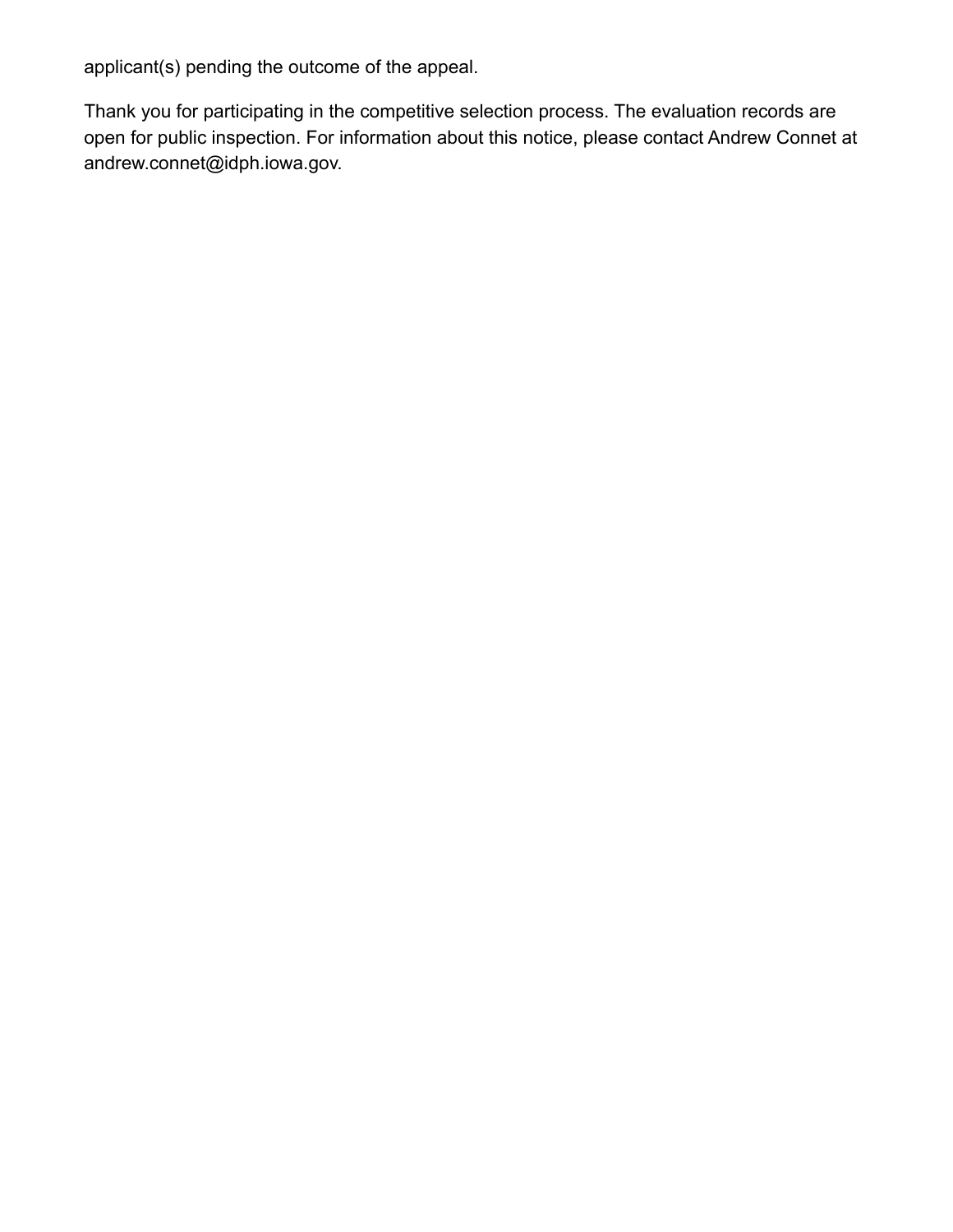applicant(s) pending the outcome of the appeal.

Thank you for participating in the competitive selection process. The evaluation records are open for public inspection. For information about this notice, please contact Andrew Connet at andrew.connet@idph.iowa.gov.